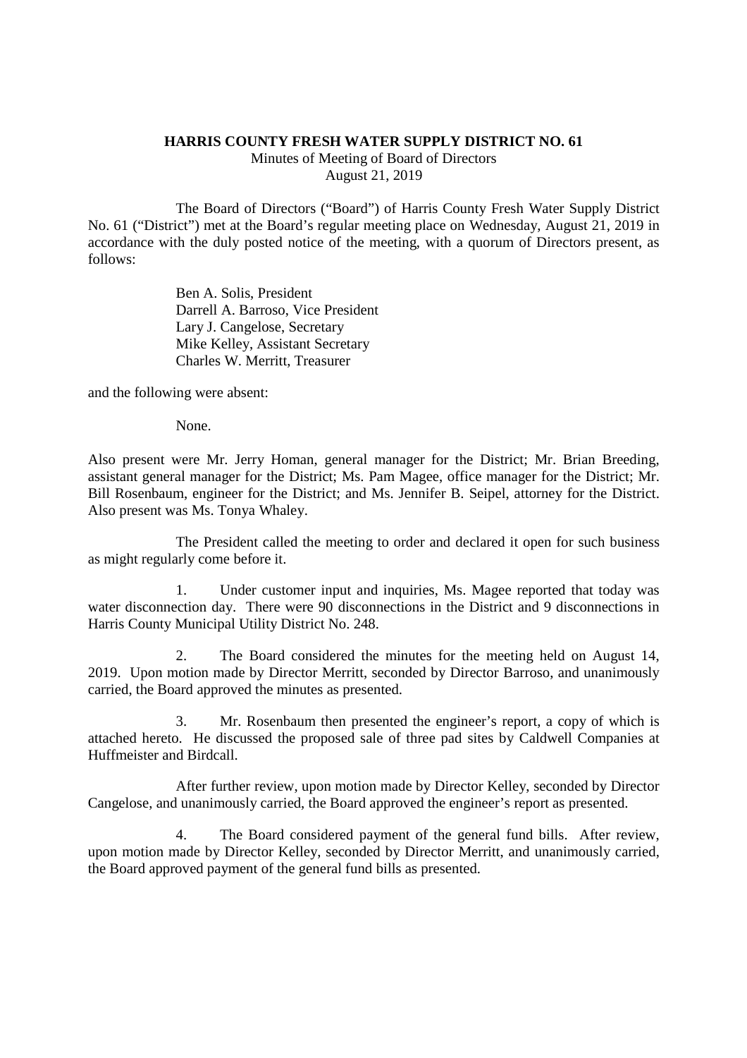**HARRIS COUNTY FRESH WATER SUPPLY DISTRICT NO. 61**

Minutes of Meeting of Board of Directors

August 21, 2019

The Board of Directors ("Board") of Harris County Fresh Water Supply District No. 61 ("District") met at the Board's regular meeting place on Wednesday, August 21, 2019 in accordance with the duly posted notice of the meeting, with a quorum of Directors present, as follows:

Ben A. Solis, President
Darrell A. Barroso, Vice President
Lary J. Cangelose, Secretary
Mike Kelley, Assistant Secretary
Charles W. Merritt, Treasurer

and the following were absent:

None.

Also present were Mr. Jerry Homan, general manager for the District; Mr. Brian Breeding, assistant general manager for the District; Ms. Pam Magee, office manager for the District; Mr. Bill Rosenbaum, engineer for the District; and Ms. Jennifer B. Seipel, attorney for the District. Also present was Ms. Tonya Whaley.

The President called the meeting to order and declared it open for such business as might regularly come before it.

1. Under customer input and inquiries, Ms. Magee reported that today was water disconnection day. There were 90 disconnections in the District and 9 disconnections in Harris County Municipal Utility District No. 248.

2. The Board considered the minutes for the meeting held on August 14, 2019. Upon motion made by Director Merritt, seconded by Director Barroso, and unanimously carried, the Board approved the minutes as presented.

3. Mr. Rosenbaum then presented the engineer's report, a copy of which is attached hereto. He discussed the proposed sale of three pad sites by Caldwell Companies at Huffmeister and Birdcall.

After further review, upon motion made by Director Kelley, seconded by Director Cangelose, and unanimously carried, the Board approved the engineer's report as presented.

4. The Board considered payment of the general fund bills. After review, upon motion made by Director Kelley, seconded by Director Merritt, and unanimously carried, the Board approved payment of the general fund bills as presented.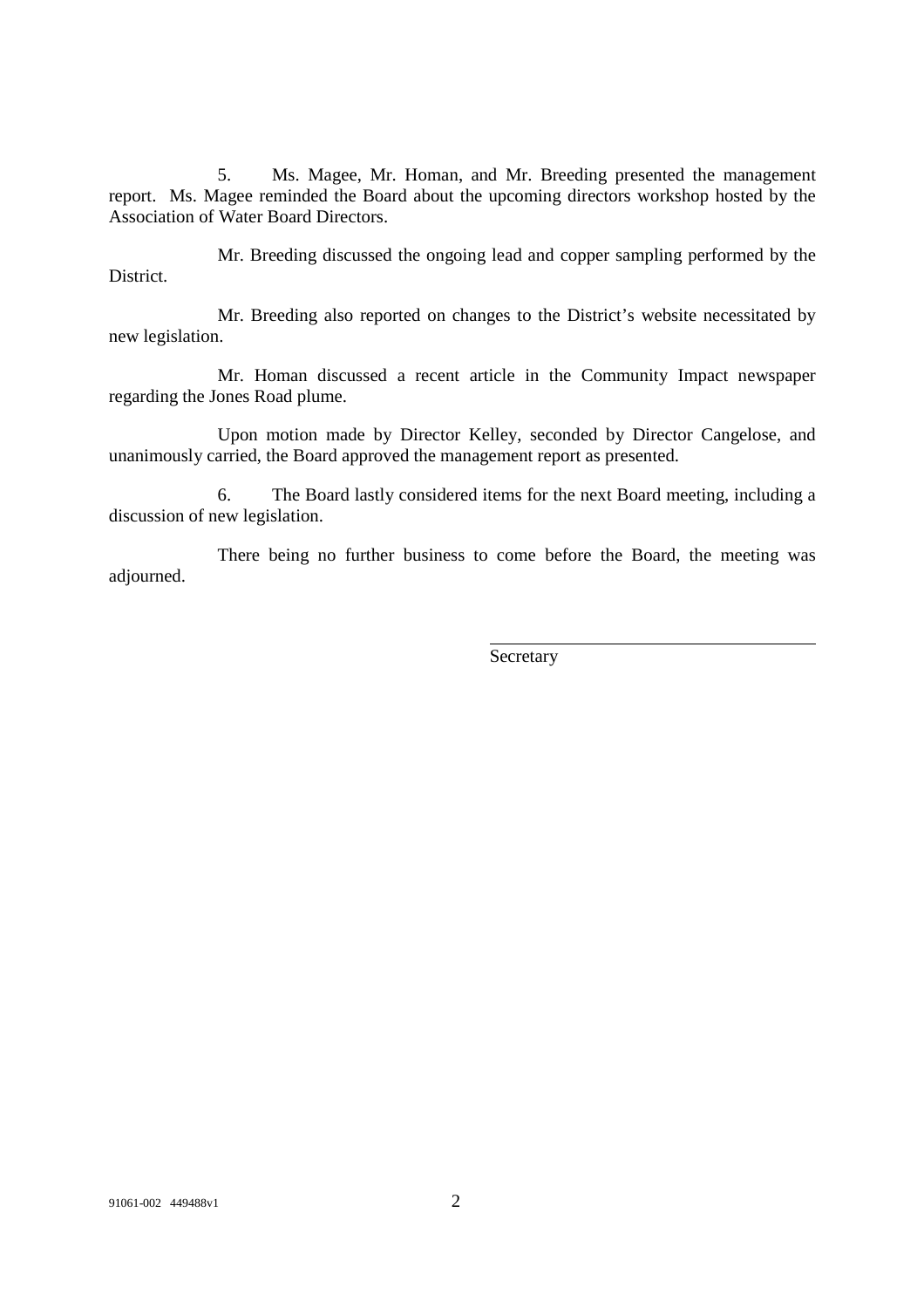5. Ms. Magee, Mr. Homan, and Mr. Breeding presented the management report. Ms. Magee reminded the Board about the upcoming directors workshop hosted by the Association of Water Board Directors.

Mr. Breeding discussed the ongoing lead and copper sampling performed by the District.

Mr. Breeding also reported on changes to the District's website necessitated by new legislation.

Mr. Homan discussed a recent article in the Community Impact newspaper regarding the Jones Road plume.

Upon motion made by Director Kelley, seconded by Director Cangelose, and unanimously carried, the Board approved the management report as presented.

6. The Board lastly considered items for the next Board meeting, including a discussion of new legislation.

There being no further business to come before the Board, the meeting was adjourned.

\_\_\_\_\_\_\_\_\_\_\_\_\_\_\_\_\_\_\_\_\_\_\_\_\_\_\_\_\_\_\_\_\_\_\_\_

Secretary

91061-002 449488v1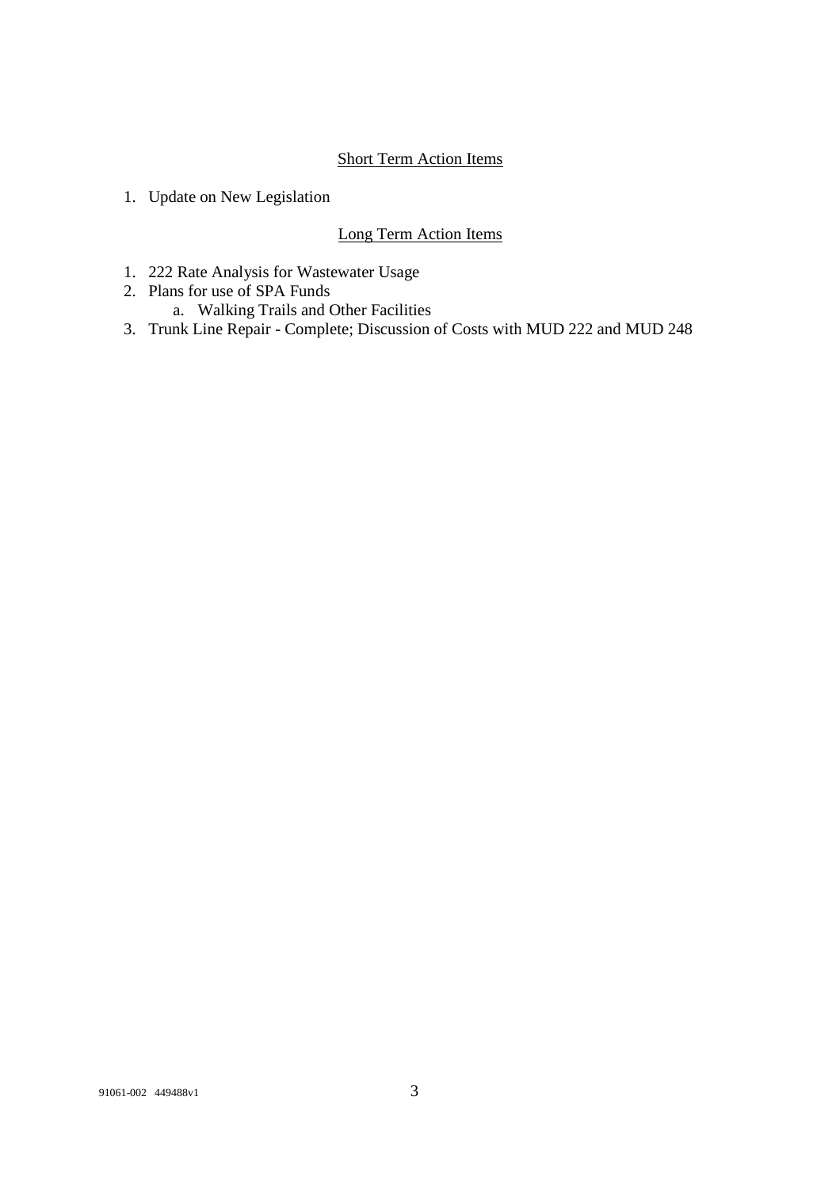## Short Term Action Items

1. Update on New Legislation

## Long Term Action Items

1. 222 Rate Analysis for Wastewater Usage
2. Plans for use of SPA Funds
   a. Walking Trails and Other Facilities
3. Trunk Line Repair - Complete; Discussion of Costs with MUD 222 and MUD 248

91061-002 449488v1